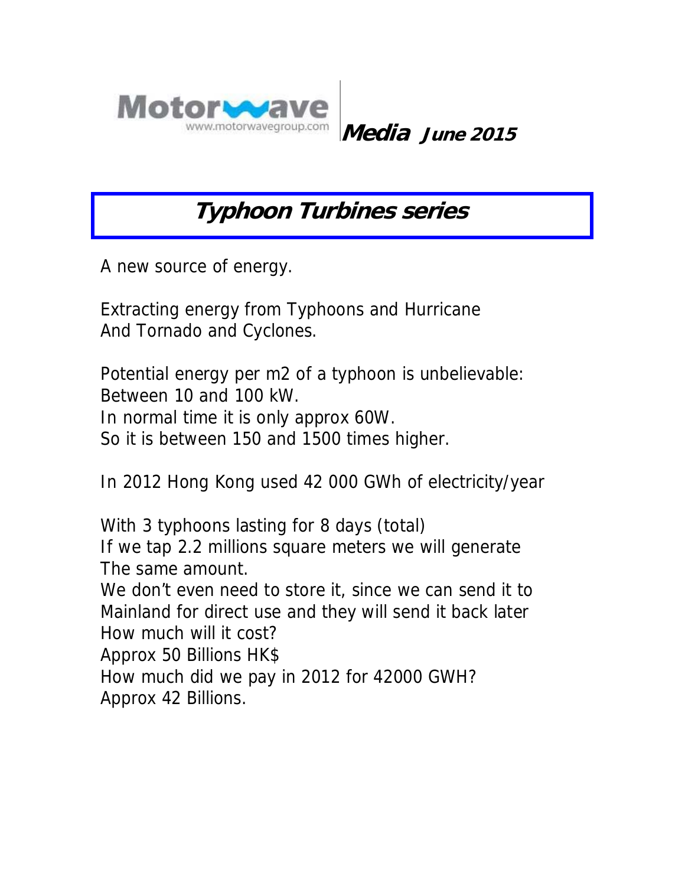Motorwave
www.motorwavegroup.com

**Media** **June 2015**

# Typhoon Turbines series

A new source of energy.

Extracting energy from Typhoons and Hurricane
And Tornado and Cyclones.

Potential energy per m2 of a typhoon is unbelievable:
Between 10 and 100 kW.
In normal time it is only approx 60W.
So it is between 150 and 1500 times higher.

In 2012 Hong Kong used 42 000 GWh of electricity/year

With 3 typhoons lasting for 8 days (total)
If we tap 2.2 millions square meters we will generate
The same amount.
We don't even need to store it, since we can send it to
Mainland for direct use and they will send it back later
How much will it cost?
Approx 50 Billions HK$
How much did we pay in 2012 for 42000 GWH?
Approx 42 Billions.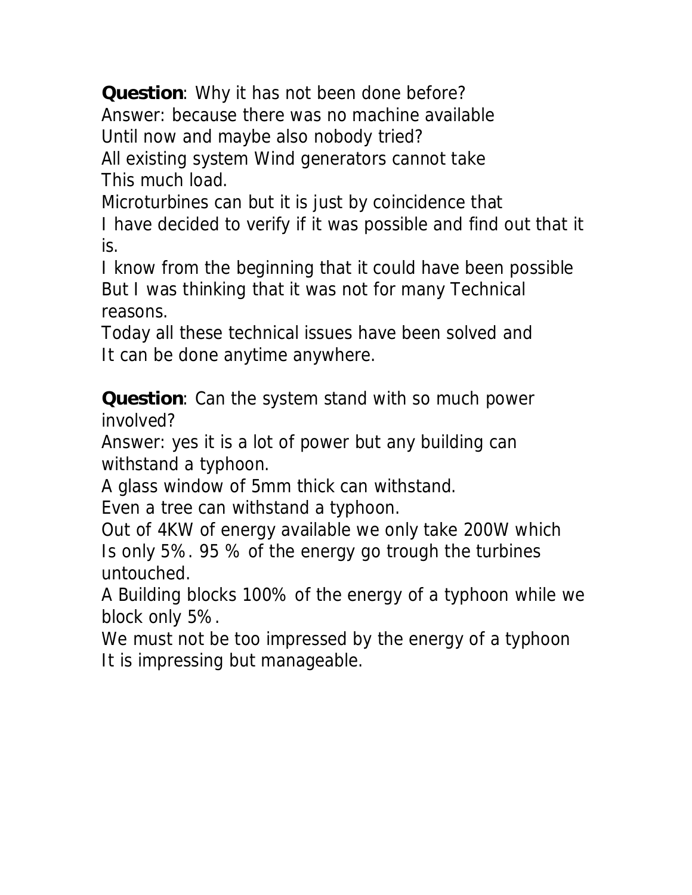**Question**: Why it has not been done before?
Answer: because there was no machine available
Until now and maybe also nobody tried?
All existing system Wind generators cannot take
This much load.
Microturbines can but it is just by coincidence that
I have decided to verify if it was possible and find out that it is.
I know from the beginning that it could have been possible
But I was thinking that it was not for many Technical reasons.
Today all these technical issues have been solved and
It can be done anytime anywhere.

**Question**: Can the system stand with so much power involved?
Answer: yes it is a lot of power but any building can withstand a typhoon.
A glass window of 5mm thick can withstand.
Even a tree can withstand a typhoon.
Out of 4KW of energy available we only take 200W which
Is only 5%. 95 % of the energy go trough the turbines untouched.
A Building blocks 100% of the energy of a typhoon while we block only 5%.
We must not be too impressed by the energy of a typhoon
It is impressing but manageable.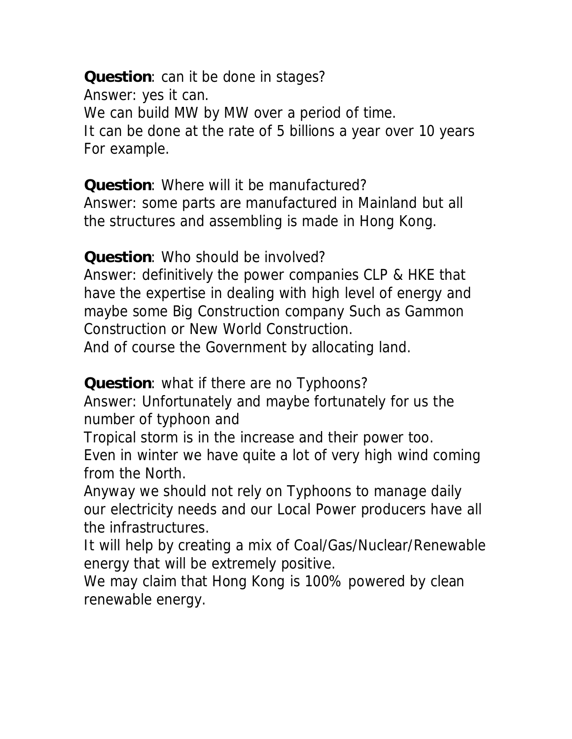**Question**: can it be done in stages?
Answer: yes it can.
We can build MW by MW over a period of time.
It can be done at the rate of 5 billions a year over 10 years For example.

**Question**: Where will it be manufactured?
Answer: some parts are manufactured in Mainland but all the structures and assembling is made in Hong Kong.

**Question**: Who should be involved?
Answer: definitively the power companies CLP & HKE that have the expertise in dealing with high level of energy and maybe some Big Construction company Such as Gammon Construction or New World Construction.
And of course the Government by allocating land.

**Question**: what if there are no Typhoons?
Answer: Unfortunately and maybe fortunately for us the number of typhoon and
Tropical storm is in the increase and their power too.
Even in winter we have quite a lot of very high wind coming from the North.
Anyway we should not rely on Typhoons to manage daily our electricity needs and our Local Power producers have all the infrastructures.
It will help by creating a mix of Coal/Gas/Nuclear/Renewable energy that will be extremely positive.
We may claim that Hong Kong is 100% powered by clean renewable energy.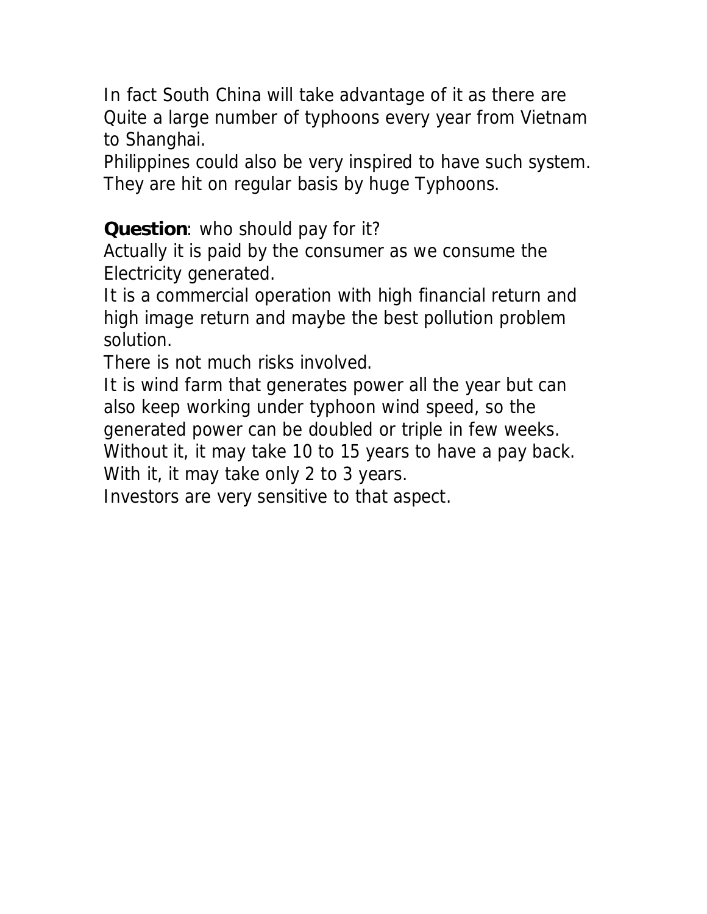In fact South China will take advantage of it as there are Quite a large number of typhoons every year from Vietnam to Shanghai.
Philippines could also be very inspired to have such system. They are hit on regular basis by huge Typhoons.

**Question**: who should pay for it?
Actually it is paid by the consumer as we consume the Electricity generated.
It is a commercial operation with high financial return and high image return and maybe the best pollution problem solution.
There is not much risks involved.
It is wind farm that generates power all the year but can also keep working under typhoon wind speed, so the generated power can be doubled or triple in few weeks.
Without it, it may take 10 to 15 years to have a pay back.
With it, it may take only 2 to 3 years.
Investors are very sensitive to that aspect.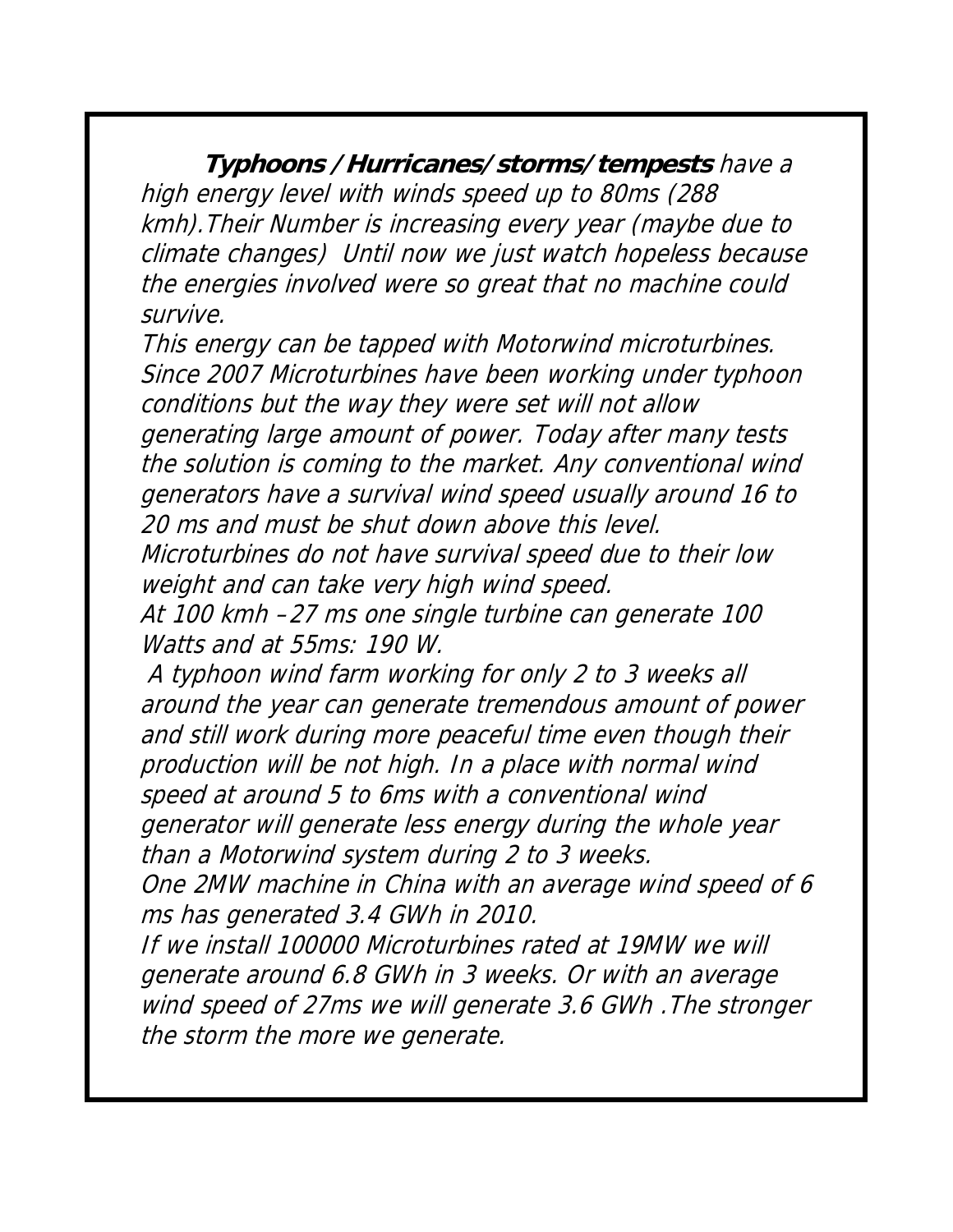***Typhoons / Hurricanes/ storms/ tempests** have a high energy level with winds speed up to 80ms (288 kmh).Their Number is increasing every year (maybe due to climate changes)  Until now we just watch hopeless because the energies involved were so great that no machine could survive.*

*This energy can be tapped with Motorwind microturbines. Since 2007 Microturbines have been working under typhoon conditions but the way they were set will not allow generating large amount of power. Today after many tests the solution is coming to the market. Any conventional wind generators have a survival wind speed usually around 16 to 20 ms and must be shut down above this level.*

*Microturbines do not have survival speed due to their low weight and can take very high wind speed.*

*At 100 kmh –27 ms one single turbine can generate 100 Watts and at 55ms: 190 W.*

*A typhoon wind farm working for only 2 to 3 weeks all around the year can generate tremendous amount of power and still work during more peaceful time even though their production will be not high. In a place with normal wind speed at around 5 to 6ms with a conventional wind generator will generate less energy during the whole year than a Motorwind system during 2 to 3 weeks.*

*One 2MW machine in China with an average wind speed of 6 ms has generated 3.4 GWh in 2010.*

*If we install 100000 Microturbines rated at 19MW we will generate around 6.8 GWh in 3 weeks. Or with an average wind speed of 27ms we will generate 3.6 GWh .The stronger the storm the more we generate.*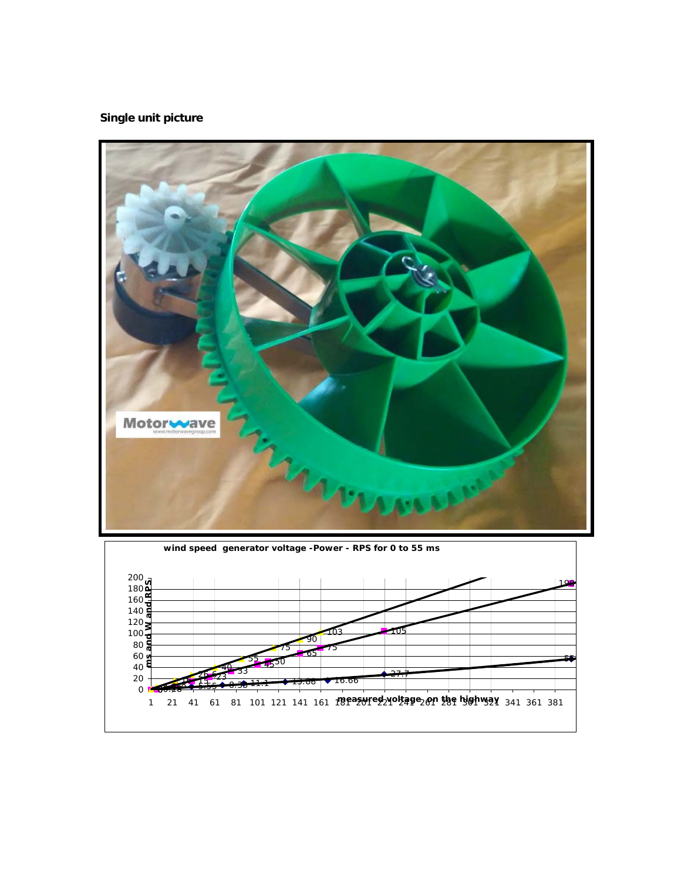**Single unit picture**

wind speed generator voltage -Power - RPS for 0 to 55 ms

ms and W and RPS

measured voltage on the highway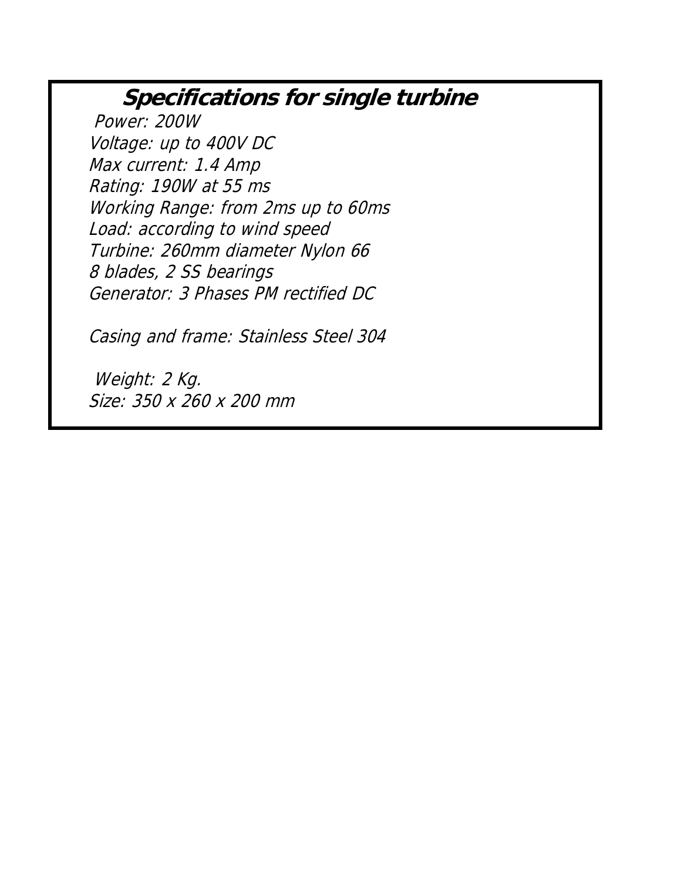## ***Specifications for single turbine***

*Power: 200W*
*Voltage: up to 400V DC*
*Max current: 1.4 Amp*
*Rating: 190W at 55 ms*
*Working Range: from 2ms up to 60ms*
*Load: according to wind speed*
*Turbine: 260mm diameter Nylon 66*
*8 blades, 2 SS bearings*
*Generator: 3 Phases PM rectified DC*

*Casing and frame: Stainless Steel 304*

*Weight: 2 Kg.*
*Size: 350 x 260 x 200 mm*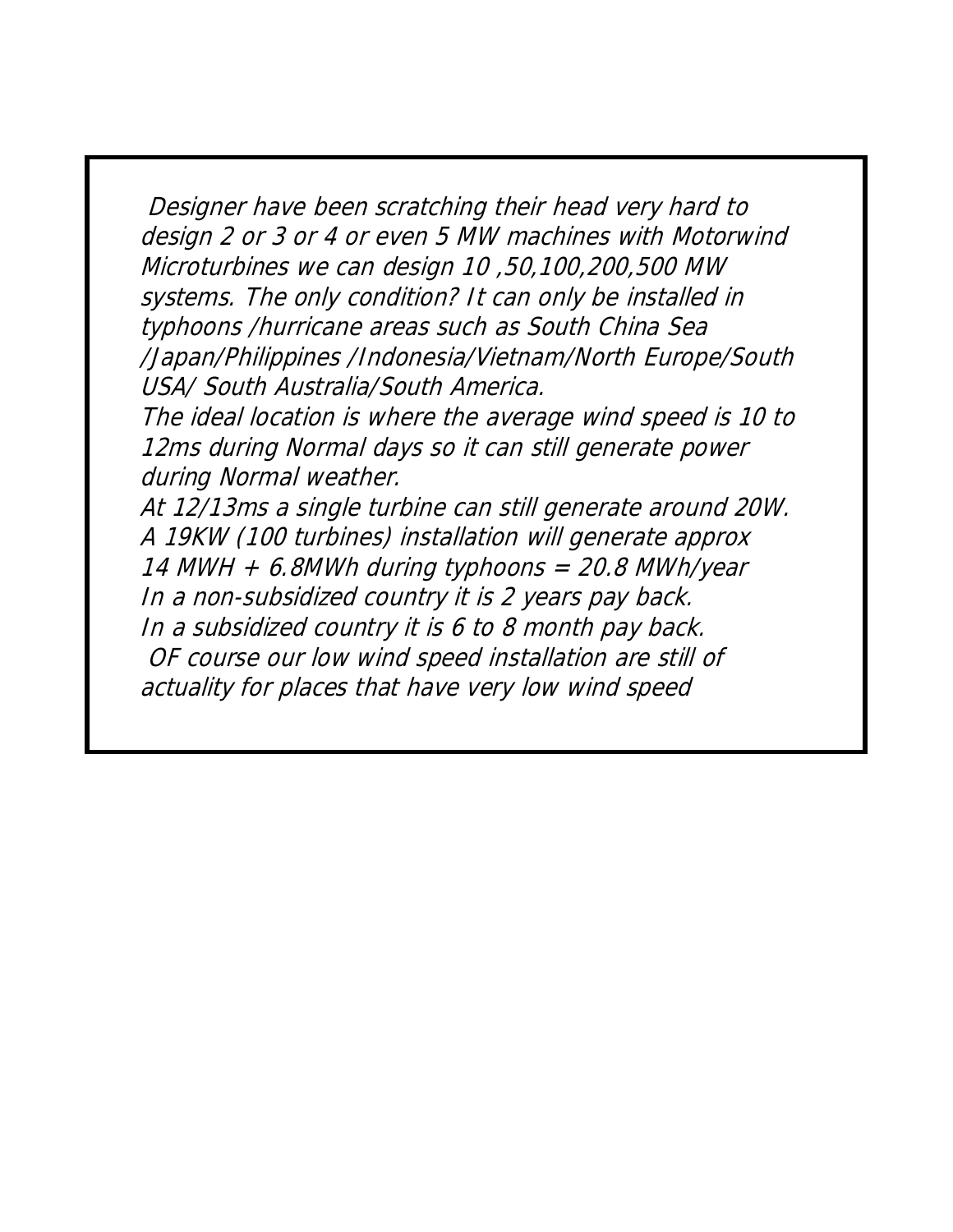*Designer have been scratching their head very hard to design 2 or 3 or 4 or even 5 MW machines with Motorwind Microturbines we can design 10 ,50,100,200,500 MW systems. The only condition? It can only be installed in typhoons /hurricane areas such as South China Sea /Japan/Philippines /Indonesia/Vietnam/North Europe/South USA/ South Australia/South America.*

*The ideal location is where the average wind speed is 10 to 12ms during Normal days so it can still generate power during Normal weather.*

*At 12/13ms a single turbine can still generate around 20W.*

*A 19KW (100 turbines) installation will generate approx 14 MWH + 6.8MWh during typhoons = 20.8 MWh/year*

*In a non-subsidized country it is 2 years pay back.*

*In a subsidized country it is 6 to 8 month pay back.*

*OF course our low wind speed installation are still of actuality for places that have very low wind speed*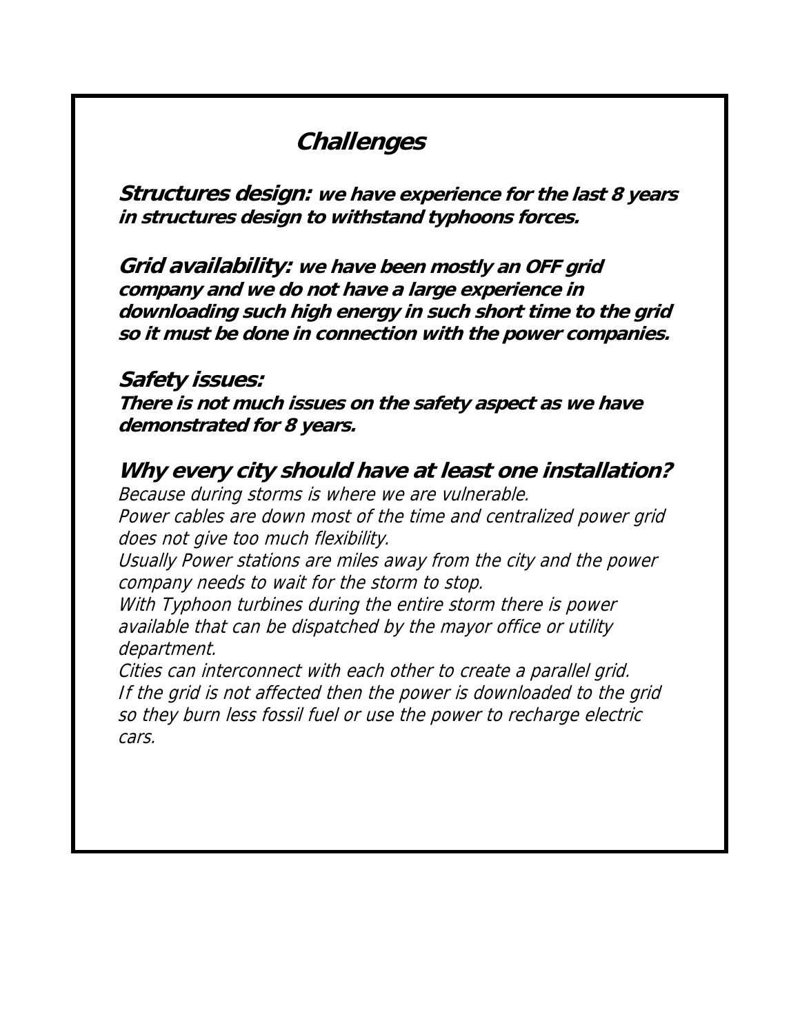## ***Challenges***

***Structures design:* *we have experience for the last 8 years in structures design to withstand typhoons forces.***

***Grid availability:* *we have been mostly an OFF grid company and we do not have a large experience in downloading such high energy in such short time to the grid so it must be done in connection with the power companies.***

***Safety issues:***
***There is not much issues on the safety aspect as we have demonstrated for 8 years.***

### ***Why every city should have at least one installation?***

*Because during storms is where we are vulnerable.*
*Power cables are down most of the time and centralized power grid does not give too much flexibility.*
*Usually Power stations are miles away from the city and the power company needs to wait for the storm to stop.*
*With Typhoon turbines during the entire storm there is power available that can be dispatched by the mayor office or utility department.*
*Cities can interconnect with each other to create a parallel grid.*
*If the grid is not affected then the power is downloaded to the grid so they burn less fossil fuel or use the power to recharge electric cars.*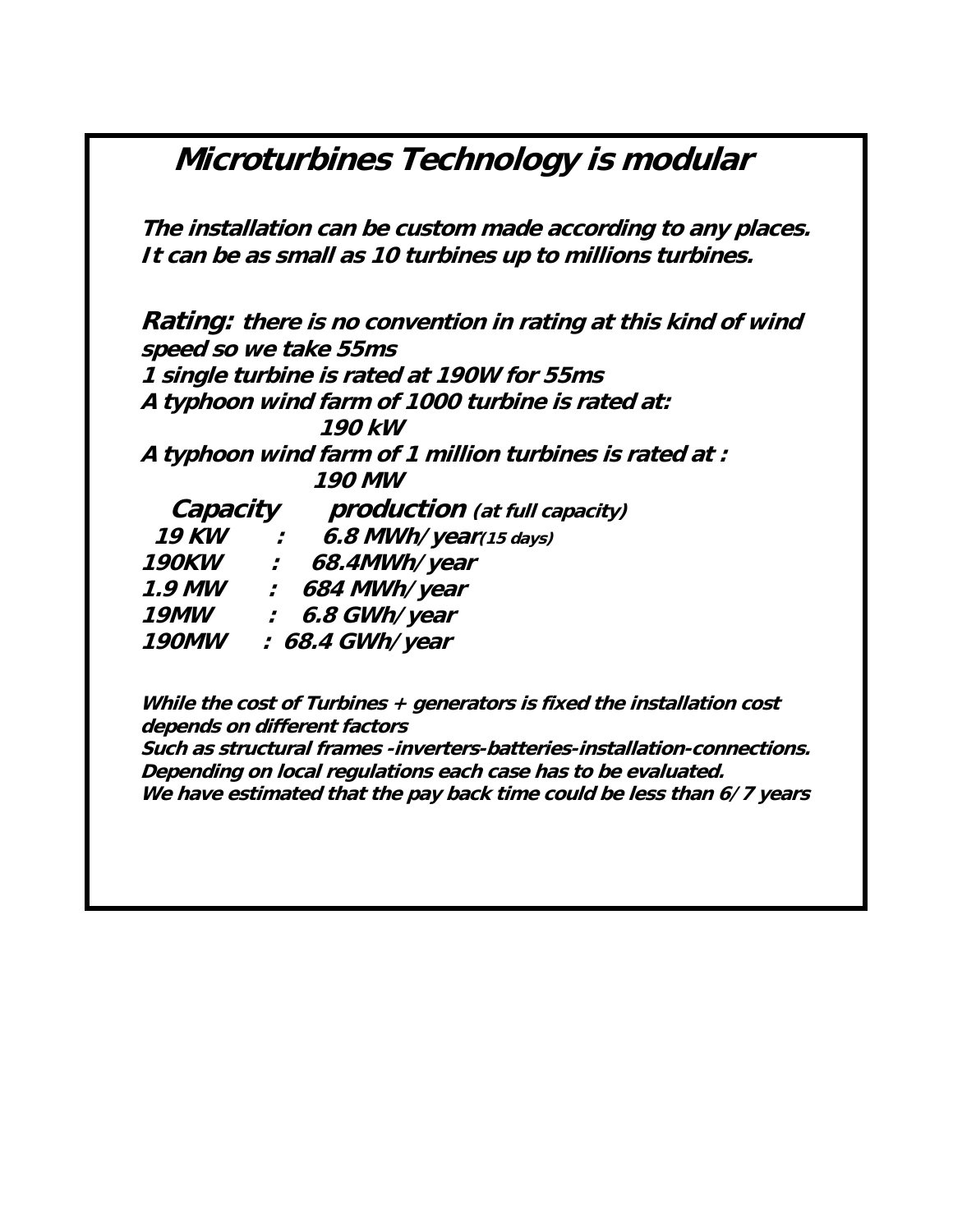# Microturbines Technology is modular

**The installation can be custom made according to any places. It can be as small as 10 turbines up to millions turbines.**

**Rating:** **there is no convention in rating at this kind of wind speed so we take 55ms**
**1 single turbine is rated at 190W for 55ms**
**A typhoon wind farm of 1000 turbine is rated at:**
**190 kW**
**A typhoon wind farm of 1 million turbines is rated at :**
**190 MW**

| Capacity | | production (at full capacity) |
|---|---|---|
| 19 KW | : | 6.8 MWh/year(15 days) |
| 190KW | : | 68.4MWh/year |
| 1.9 MW | : | 684 MWh/year |
| 19MW | : | 6.8 GWh/year |
| 190MW | : | 68.4 GWh/year |

**While the cost of Turbines + generators is fixed the installation cost depends on different factors**
**Such as structural frames -inverters-batteries-installation-connections.**
**Depending on local regulations each case has to be evaluated.**
**We have estimated that the pay back time could be less than 6/7 years**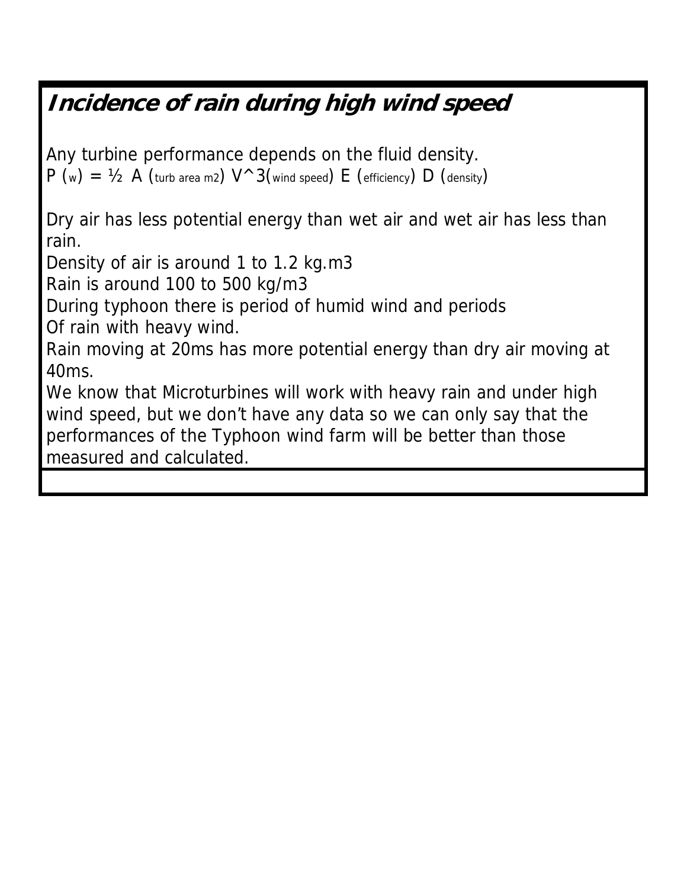## *Incidence of rain during high wind speed*

Any turbine performance depends on the fluid density.

$P_{(w)} = \frac{1}{2} A_{(\text{turb area m2})} V^{3}{}_{(\text{wind speed})} E_{(\text{efficiency})} D_{(\text{density})}$

Dry air has less potential energy than wet air and wet air has less than rain.

Density of air is around 1 to 1.2 kg.m3

Rain is around 100 to 500 kg/m3

During typhoon there is period of humid wind and periods
Of rain with heavy wind.

Rain moving at 20ms has more potential energy than dry air moving at 40ms.

We know that Microturbines will work with heavy rain and under high wind speed, but we don't have any data so we can only say that the performances of the Typhoon wind farm will be better than those measured and calculated.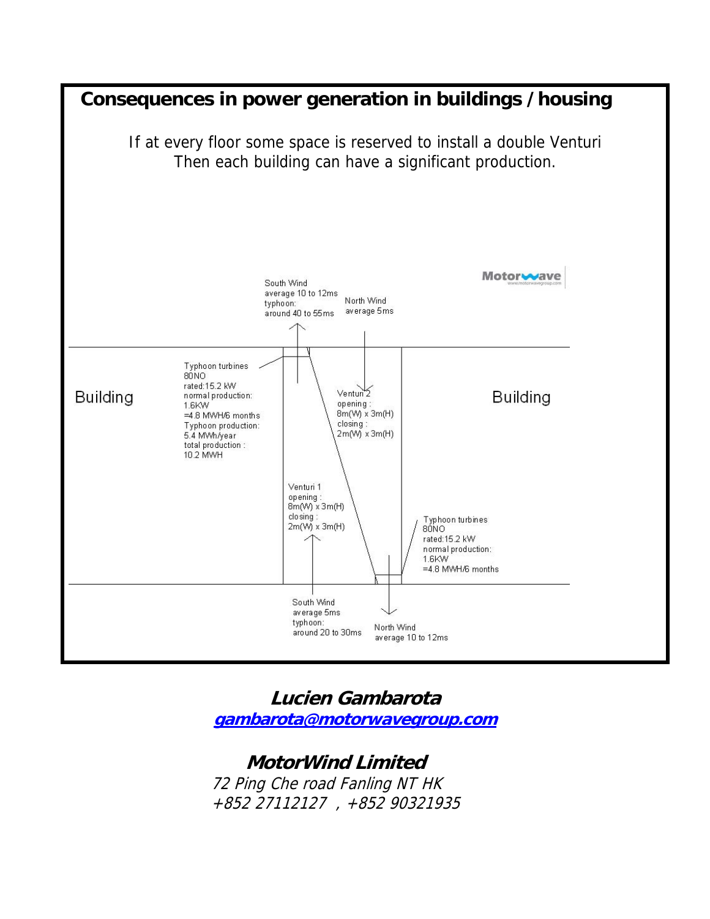## Consequences in power generation in buildings / housing

If at every floor some space is reserved to install a double Venturi
Then each building can have a significant production.

Motorwave

South Wind
average 10 to 12ms
typhoon:
around 40 to 55ms

North Wind
average 5ms

Typhoon turbines
80NO
rated:15.2 kW
normal production:
1.6KW
=4.8 MWH/6 months
Typhoon production:
5.4 MWh/year
total production :
10.2 MWH

Building

Venturi 2
opening :
8m(W) x 3m(H)
closing :
2m(W) x 3m(H)

Building

Venturi 1
opening :
8m(W) x 3m(H)
closing :
2m(W) x 3m(H)

Typhoon turbines
80NO
rated:15.2 kW
normal production:
1.6KW
=4.8 MWH/6 months

South Wind
average 5ms
typhoon:
around 20 to 30ms

North Wind
average 10 to 12ms

**_Lucien Gambarota_**

**_gambarota@motorwavegroup.com_**

**_MotorWind Limited_**

_72 Ping Che road Fanling NT HK_

_+852 27112127 , +852 90321935_